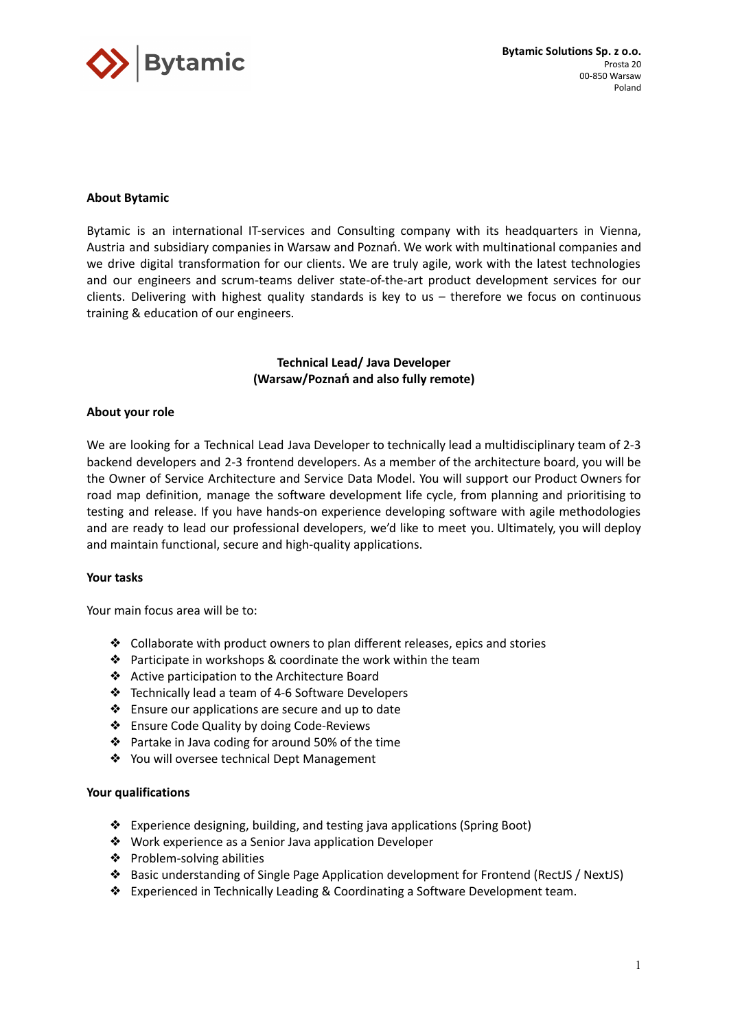**Bytamic Solutions Sp. z o.o.**
Prosta 20
00-850 Warsaw
Poland

## About Bytamic

Bytamic is an international IT-services and Consulting company with its headquarters in Vienna, Austria and subsidiary companies in Warsaw and Poznań. We work with multinational companies and we drive digital transformation for our clients. We are truly agile, work with the latest technologies and our engineers and scrum-teams deliver state-of-the-art product development services for our clients. Delivering with highest quality standards is key to us – therefore we focus on continuous training & education of our engineers.

## Technical Lead/ Java Developer
## (Warsaw/Poznań and also fully remote)

### About your role

We are looking for a Technical Lead Java Developer to technically lead a multidisciplinary team of 2-3 backend developers and 2-3 frontend developers. As a member of the architecture board, you will be the Owner of Service Architecture and Service Data Model. You will support our Product Owners for road map definition, manage the software development life cycle, from planning and prioritising to testing and release. If you have hands-on experience developing software with agile methodologies and are ready to lead our professional developers, we'd like to meet you. Ultimately, you will deploy and maintain functional, secure and high-quality applications.

### Your tasks

Your main focus area will be to:

- Collaborate with product owners to plan different releases, epics and stories
- Participate in workshops & coordinate the work within the team
- Active participation to the Architecture Board
- Technically lead a team of 4-6 Software Developers
- Ensure our applications are secure and up to date
- Ensure Code Quality by doing Code-Reviews
- Partake in Java coding for around 50% of the time
- You will oversee technical Dept Management

### Your qualifications

- Experience designing, building, and testing java applications (Spring Boot)
- Work experience as a Senior Java application Developer
- Problem-solving abilities
- Basic understanding of Single Page Application development for Frontend (RectJS / NextJS)
- Experienced in Technically Leading & Coordinating a Software Development team.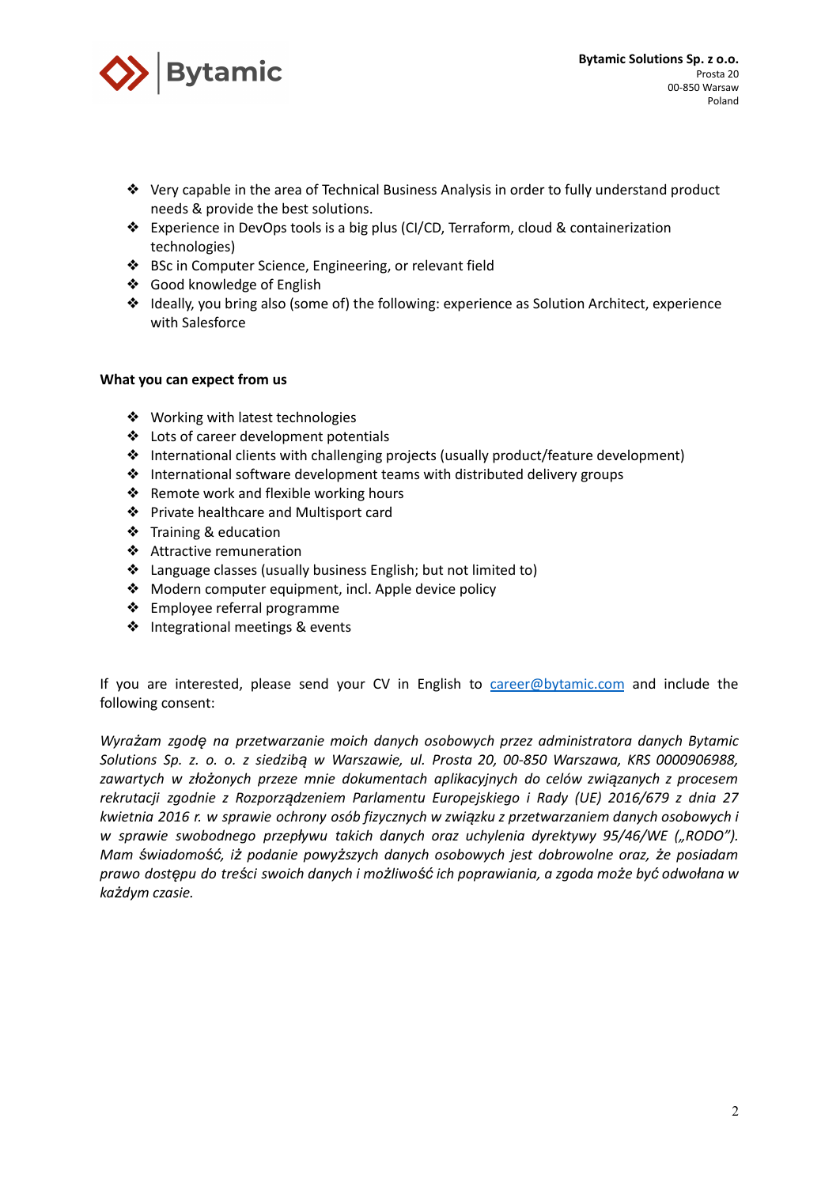- Very capable in the area of Technical Business Analysis in order to fully understand product needs & provide the best solutions.
- Experience in DevOps tools is a big plus (CI/CD, Terraform, cloud & containerization technologies)
- BSc in Computer Science, Engineering, or relevant field
- Good knowledge of English
- Ideally, you bring also (some of) the following: experience as Solution Architect, experience with Salesforce

**What you can expect from us**

- Working with latest technologies
- Lots of career development potentials
- International clients with challenging projects (usually product/feature development)
- International software development teams with distributed delivery groups
- Remote work and flexible working hours
- Private healthcare and Multisport card
- Training & education
- Attractive remuneration
- Language classes (usually business English; but not limited to)
- Modern computer equipment, incl. Apple device policy
- Employee referral programme
- Integrational meetings & events

If you are interested, please send your CV in English to career@bytamic.com and include the following consent:

*Wyrażam zgodę na przetwarzanie moich danych osobowych przez administratora danych Bytamic Solutions Sp. z. o. o. z siedzibą w Warszawie, ul. Prosta 20, 00-850 Warszawa, KRS 0000906988, zawartych w złożonych przeze mnie dokumentach aplikacyjnych do celów związanych z procesem rekrutacji zgodnie z Rozporządzeniem Parlamentu Europejskiego i Rady (UE) 2016/679 z dnia 27 kwietnia 2016 r. w sprawie ochrony osób fizycznych w związku z przetwarzaniem danych osobowych i w sprawie swobodnego przepływu takich danych oraz uchylenia dyrektywy 95/46/WE („RODO"). Mam świadomość, iż podanie powyższych danych osobowych jest dobrowolne oraz, że posiadam prawo dostępu do treści swoich danych i możliwość ich poprawiania, a zgoda może być odwołana w każdym czasie.*